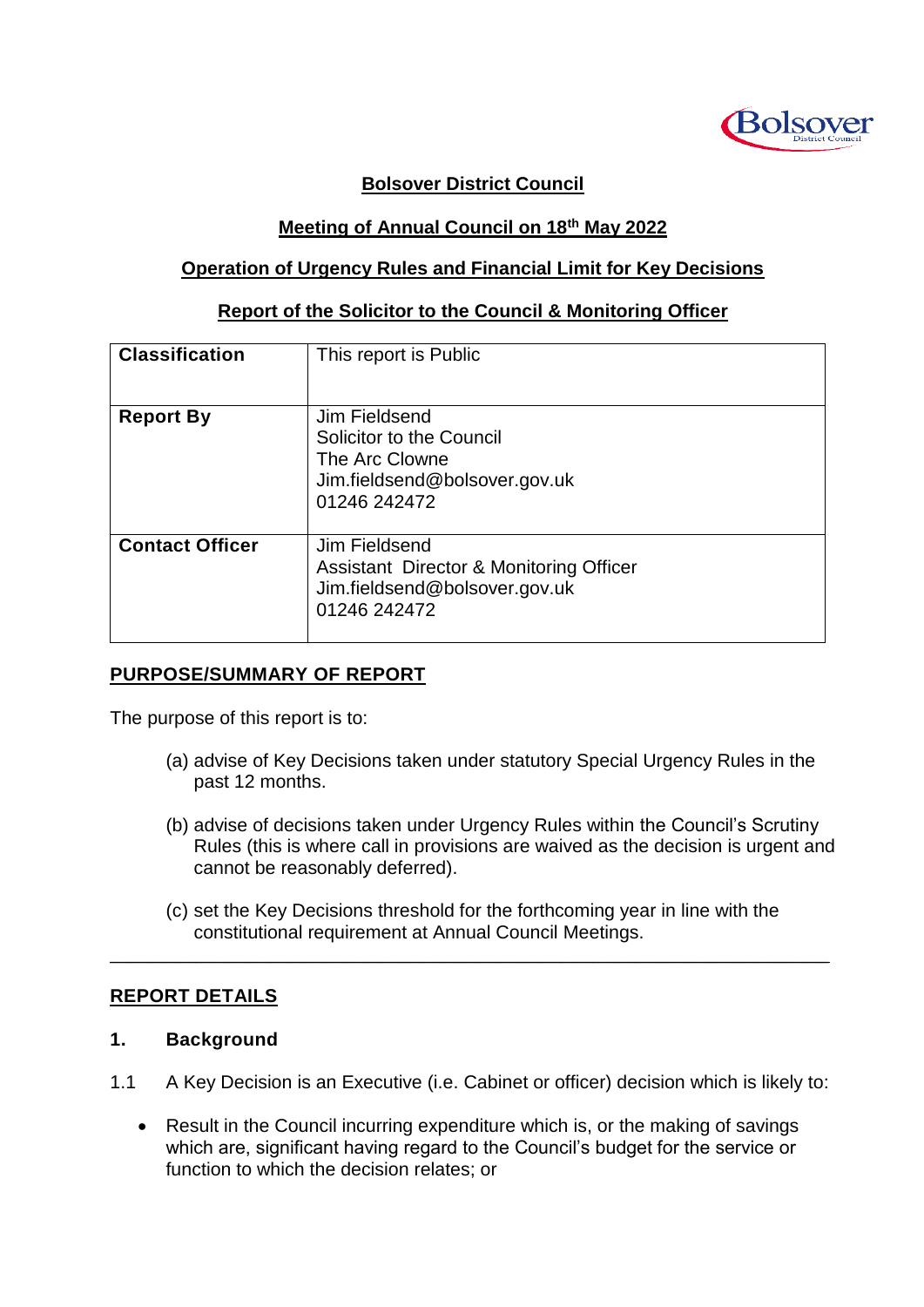**Bolsover District Council**

**Meeting of Annual Council on 18th May 2022**

**Operation of Urgency Rules and Financial Limit for Key Decisions**

**Report of the Solicitor to the Council & Monitoring Officer**

| **Classification** | This report is Public |
|---|---|
| **Report By** | Jim Fieldsend<br>Solicitor to the Council<br>The Arc Clowne<br>Jim.fieldsend@bolsover.gov.uk<br>01246 242472 |
| **Contact Officer** | Jim Fieldsend<br>Assistant Director & Monitoring Officer<br>Jim.fieldsend@bolsover.gov.uk<br>01246 242472 |

## PURPOSE/SUMMARY OF REPORT

The purpose of this report is to:

(a) advise of Key Decisions taken under statutory Special Urgency Rules in the past 12 months.

(b) advise of decisions taken under Urgency Rules within the Council's Scrutiny Rules (this is where call in provisions are waived as the decision is urgent and cannot be reasonably deferred).

(c) set the Key Decisions threshold for the forthcoming year in line with the constitutional requirement at Annual Council Meetings.

---

## REPORT DETAILS

### 1. Background

1.1 A Key Decision is an Executive (i.e. Cabinet or officer) decision which is likely to:

- Result in the Council incurring expenditure which is, or the making of savings which are, significant having regard to the Council's budget for the service or function to which the decision relates; or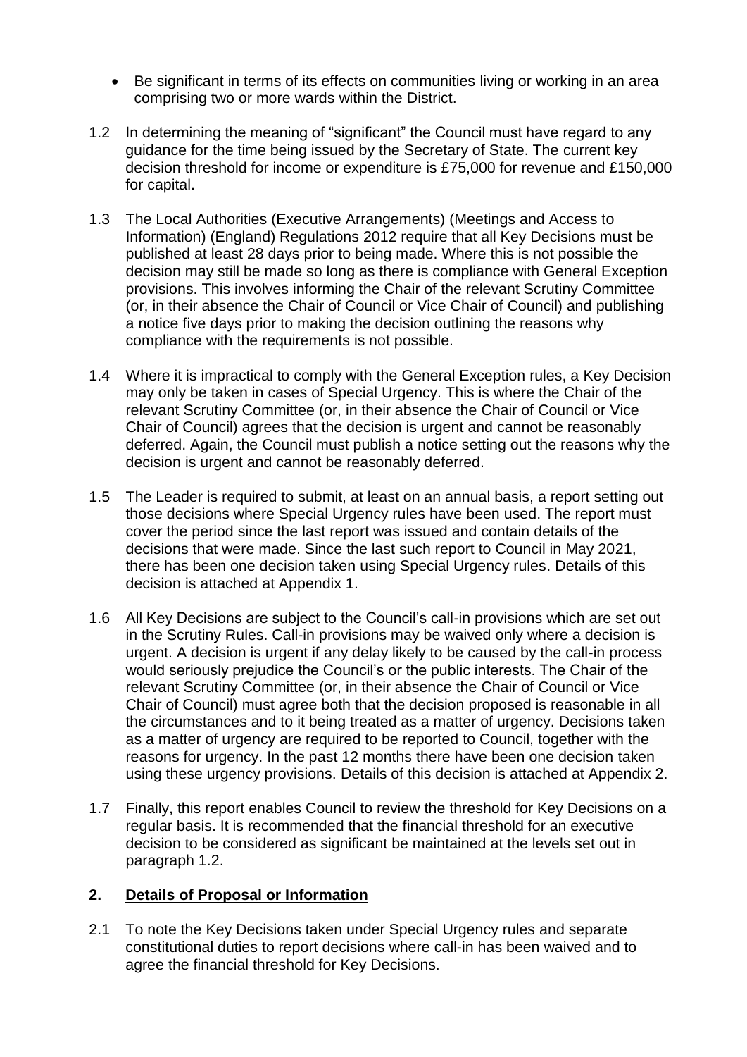- Be significant in terms of its effects on communities living or working in an area comprising two or more wards within the District.

1.2 In determining the meaning of "significant" the Council must have regard to any guidance for the time being issued by the Secretary of State. The current key decision threshold for income or expenditure is £75,000 for revenue and £150,000 for capital.

1.3 The Local Authorities (Executive Arrangements) (Meetings and Access to Information) (England) Regulations 2012 require that all Key Decisions must be published at least 28 days prior to being made. Where this is not possible the decision may still be made so long as there is compliance with General Exception provisions. This involves informing the Chair of the relevant Scrutiny Committee (or, in their absence the Chair of Council or Vice Chair of Council) and publishing a notice five days prior to making the decision outlining the reasons why compliance with the requirements is not possible.

1.4 Where it is impractical to comply with the General Exception rules, a Key Decision may only be taken in cases of Special Urgency. This is where the Chair of the relevant Scrutiny Committee (or, in their absence the Chair of Council or Vice Chair of Council) agrees that the decision is urgent and cannot be reasonably deferred. Again, the Council must publish a notice setting out the reasons why the decision is urgent and cannot be reasonably deferred.

1.5 The Leader is required to submit, at least on an annual basis, a report setting out those decisions where Special Urgency rules have been used. The report must cover the period since the last report was issued and contain details of the decisions that were made. Since the last such report to Council in May 2021, there has been one decision taken using Special Urgency rules. Details of this decision is attached at Appendix 1.

1.6 All Key Decisions are subject to the Council's call-in provisions which are set out in the Scrutiny Rules. Call-in provisions may be waived only where a decision is urgent. A decision is urgent if any delay likely to be caused by the call-in process would seriously prejudice the Council's or the public interests. The Chair of the relevant Scrutiny Committee (or, in their absence the Chair of Council or Vice Chair of Council) must agree both that the decision proposed is reasonable in all the circumstances and to it being treated as a matter of urgency. Decisions taken as a matter of urgency are required to be reported to Council, together with the reasons for urgency. In the past 12 months there have been one decision taken using these urgency provisions. Details of this decision is attached at Appendix 2.

1.7 Finally, this report enables Council to review the threshold for Key Decisions on a regular basis. It is recommended that the financial threshold for an executive decision to be considered as significant be maintained at the levels set out in paragraph 1.2.

## 2. Details of Proposal or Information

2.1 To note the Key Decisions taken under Special Urgency rules and separate constitutional duties to report decisions where call-in has been waived and to agree the financial threshold for Key Decisions.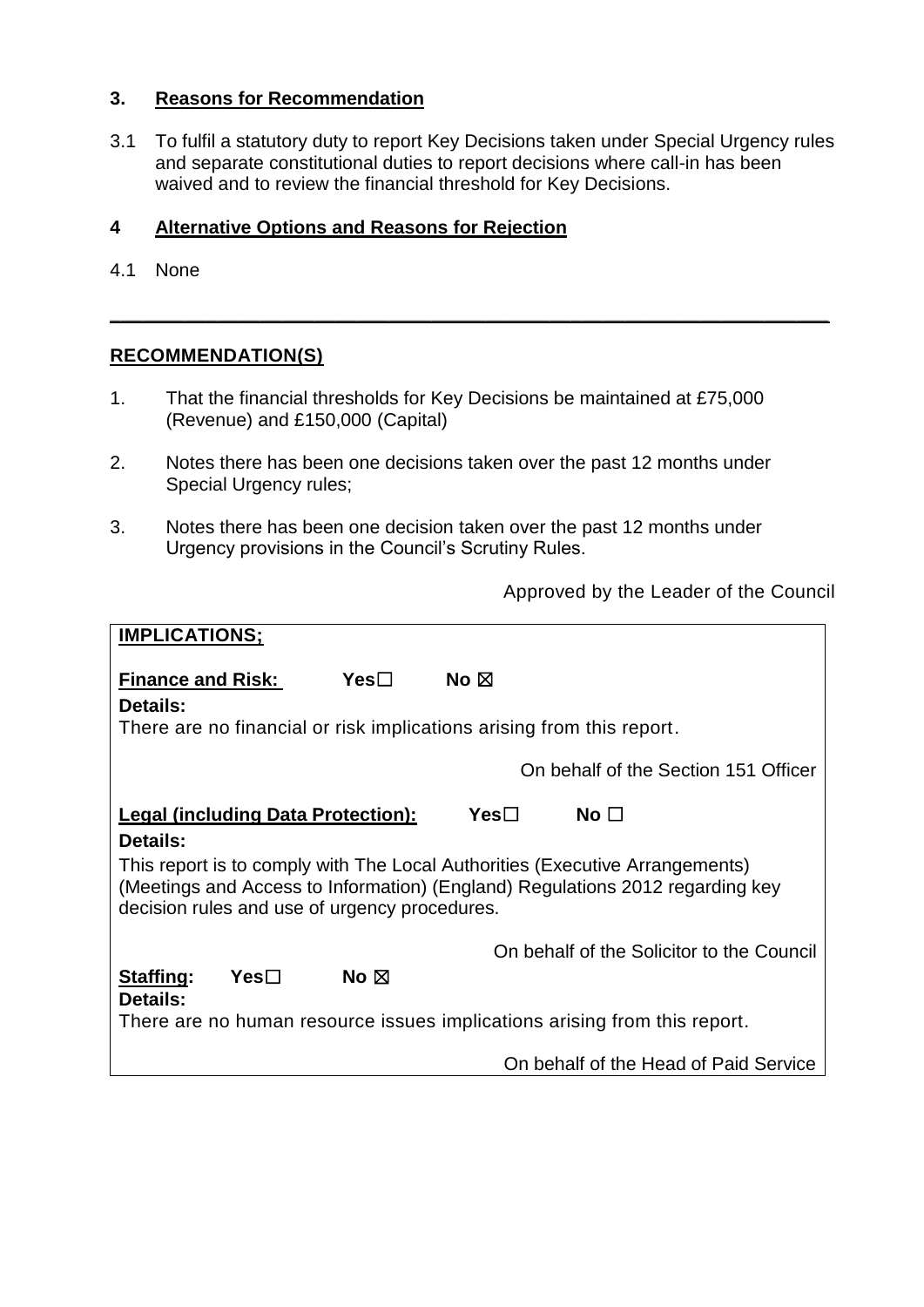### 3. Reasons for Recommendation

3.1 To fulfil a statutory duty to report Key Decisions taken under Special Urgency rules and separate constitutional duties to report decisions where call-in has been waived and to review the financial threshold for Key Decisions.

### 4 Alternative Options and Reasons for Rejection

4.1 None

---

## RECOMMENDATION(S)

1. That the financial thresholds for Key Decisions be maintained at £75,000 (Revenue) and £150,000 (Capital)

2. Notes there has been one decisions taken over the past 12 months under Special Urgency rules;

3. Notes there has been one decision taken over the past 12 months under Urgency provisions in the Council's Scrutiny Rules.

Approved by the Leader of the Council

**IMPLICATIONS;**

**Finance and Risk:** Yes☐ No ☒

**Details:**

There are no financial or risk implications arising from this report.

On behalf of the Section 151 Officer

**Legal (including Data Protection):** Yes☐ No ☐

**Details:**

This report is to comply with The Local Authorities (Executive Arrangements) (Meetings and Access to Information) (England) Regulations 2012 regarding key decision rules and use of urgency procedures.

On behalf of the Solicitor to the Council

**Staffing:** Yes☐ No ☒

**Details:**

There are no human resource issues implications arising from this report.

On behalf of the Head of Paid Service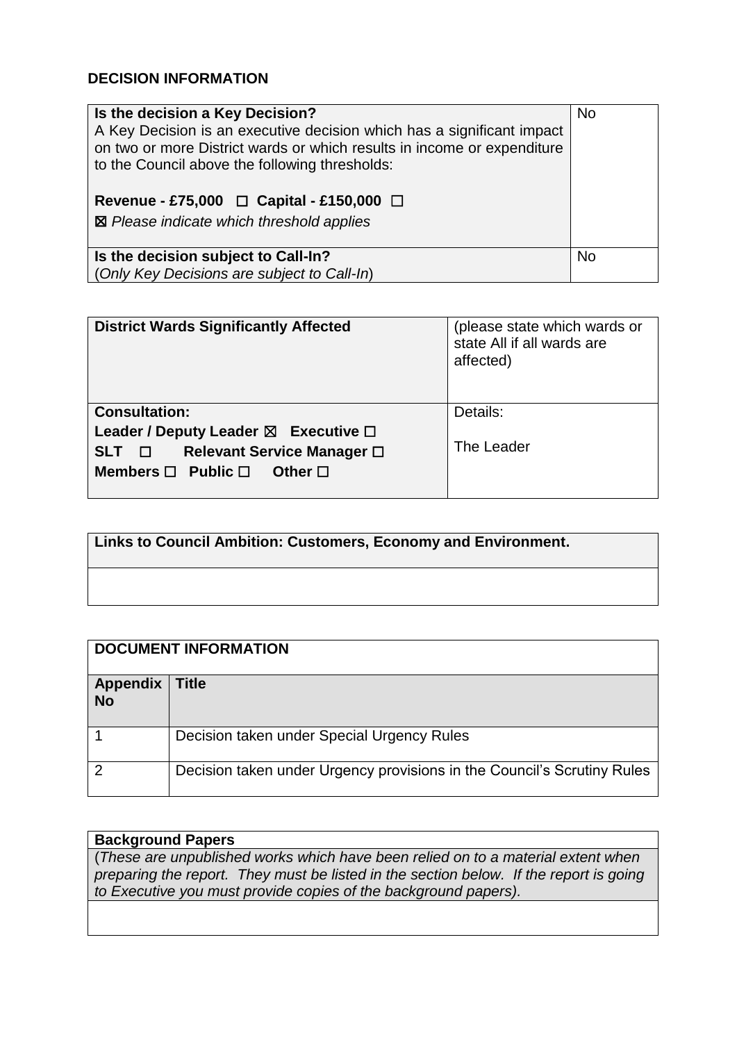**DECISION INFORMATION**

| | |
|---|---|
| **Is the decision a Key Decision?**<br>A Key Decision is an executive decision which has a significant impact on two or more District wards or which results in income or expenditure to the Council above the following thresholds:<br><br>**Revenue - £75,000** ☐ **Capital - £150,000** ☐<br>☒ *Please indicate which threshold applies* | No |
| **Is the decision subject to Call-In?**<br>(*Only Key Decisions are subject to Call-In*) | No |

| | |
|---|---|
| **District Wards Significantly Affected** | (please state which wards or state All if all wards are affected) |
| **Consultation:**<br>**Leader / Deputy Leader** ☒ **Executive** ☐<br>**SLT** ☐ **Relevant Service Manager** ☐<br>**Members** ☐ **Public** ☐ **Other** ☐ | Details:<br><br>The Leader |

| |
|---|
| **Links to Council Ambition: Customers, Economy and Environment.** |
| |

| **DOCUMENT INFORMATION** | |
|---|---|
| **Appendix No** | **Title** |
| 1 | Decision taken under Special Urgency Rules |
| 2 | Decision taken under Urgency provisions in the Council's Scrutiny Rules |

| |
|---|
| **Background Papers**<br>(*These are unpublished works which have been relied on to a material extent when preparing the report. They must be listed in the section below. If the report is going to Executive you must provide copies of the background papers).* |
| |